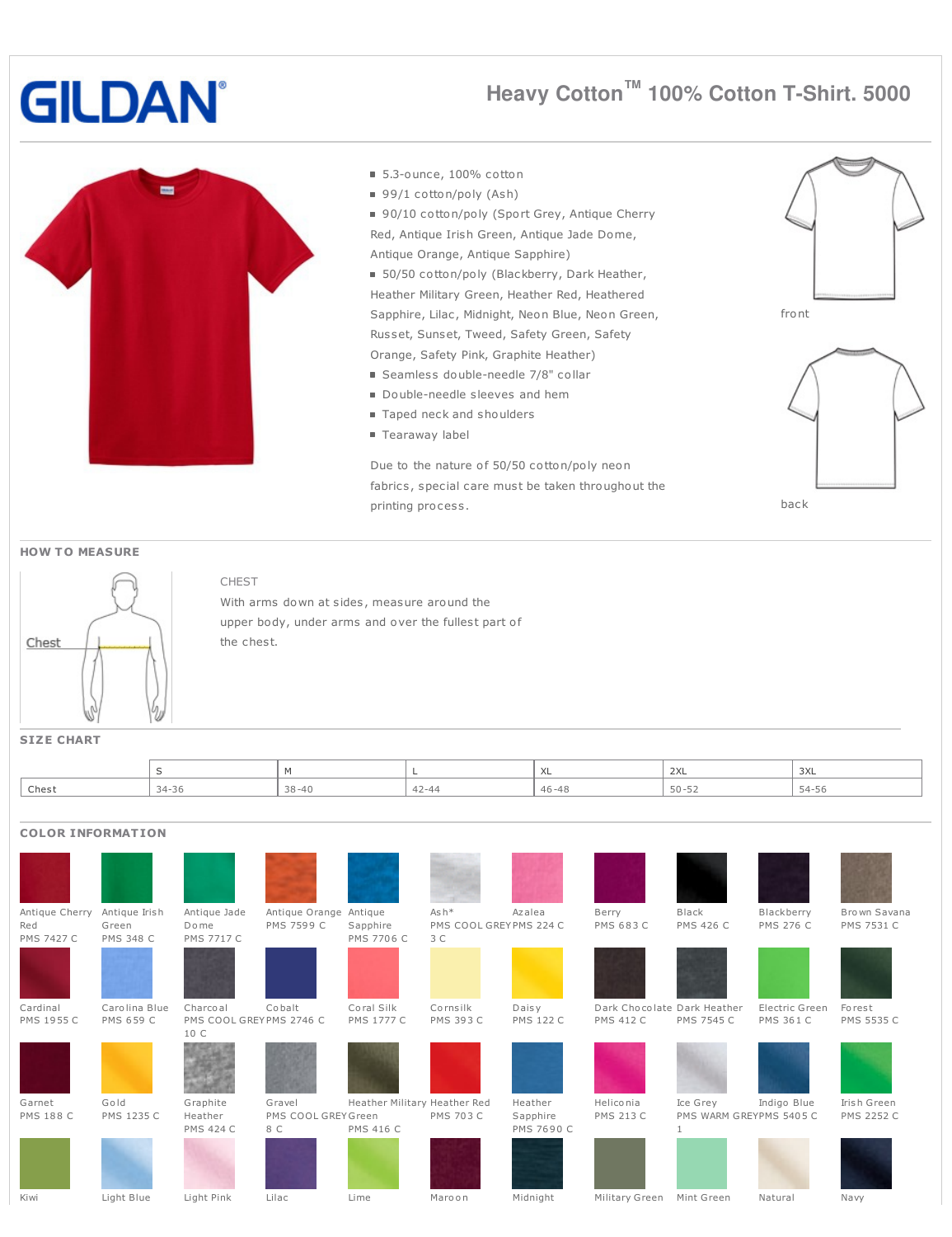# GILDAN

## Heavy Cotton™ 100% Cotton T-Shirt. 5000

- 5.3-ounce, 100% cotton
- 99/1 cotton/poly (Ash)
- 90/10 cotton/poly (Sport Grey, Antique Cherry Red, Antique Irish Green, Antique Jade Dome, Antique Orange, Antique Sapphire)
- 50/50 cotton/poly (Blackberry, Dark Heather, Heather Military Green, Heather Red, Heathered Sapphire, Lilac, Midnight, Neon Blue, Neon Green, Russet, Sunset, Tweed, Safety Green, Safety Orange, Safety Pink, Graphite Heather)
- Seamless double-needle 7/8" collar
- Double-needle sleeves and hem
- Taped neck and shoulders
- Tearaway label

Due to the nature of 50/50 cotton/poly neon fabrics, special care must be taken throughout the printing process.

front

back

## HOW TO MEASURE

Chest

CHEST

With arms down at sides, measure around the upper body, under arms and over the fullest part of the chest.

## SIZE CHART

| | S | M | L | XL | 2XL | 3XL |
|---|---|---|---|---|---|---|
| Chest | 34-36 | 38-40 | 42-44 | 46-48 | 50-52 | 54-56 |

## COLOR INFORMATION

| Color | PMS |
|---|---|
| Antique Cherry Red | PMS 7427 C |
| Antique Irish Green | PMS 348 C |
| Antique Jade Dome | PMS 7717 C |
| Antique Orange | PMS 7599 C |
| Antique Sapphire | PMS 7706 C |
| Ash* | PMS COOL GREY 3 C |
| Azalea | PMS 224 C |
| Berry | PMS 683 C |
| Black | PMS 426 C |
| Blackberry | PMS 276 C |
| Brown Savana | PMS 7531 C |
| Cardinal | PMS 1955 C |
| Carolina Blue | PMS 659 C |
| Charcoal | PMS COOL GREY 10 C |
| Cobalt | PMS 2746 C |
| Coral Silk | PMS 1777 C |
| Cornsilk | PMS 393 C |
| Daisy | PMS 122 C |
| Dark Chocolate | PMS 412 C |
| Dark Heather | PMS 7545 C |
| Electric Green | PMS 361 C |
| Forest | PMS 5535 C |
| Garnet | PMS 188 C |
| Gold | PMS 1235 C |
| Graphite Heather | PMS 424 C |
| Gravel | PMS COOL GREY 8 C |
| Heather Military Green | PMS 416 C |
| Heather Red | PMS 703 C |
| Heather Sapphire | PMS 7690 C |
| Heliconia | PMS 213 C |
| Ice Grey | PMS WARM GREY 1 |
| Indigo Blue | PMS 5405 C |
| Irish Green | PMS 2252 C |
| Kiwi | |
| Light Blue | |
| Light Pink | |
| Lilac | |
| Lime | |
| Maroon | |
| Midnight | |
| Military Green | |
| Mint Green | |
| Natural | |
| Navy | |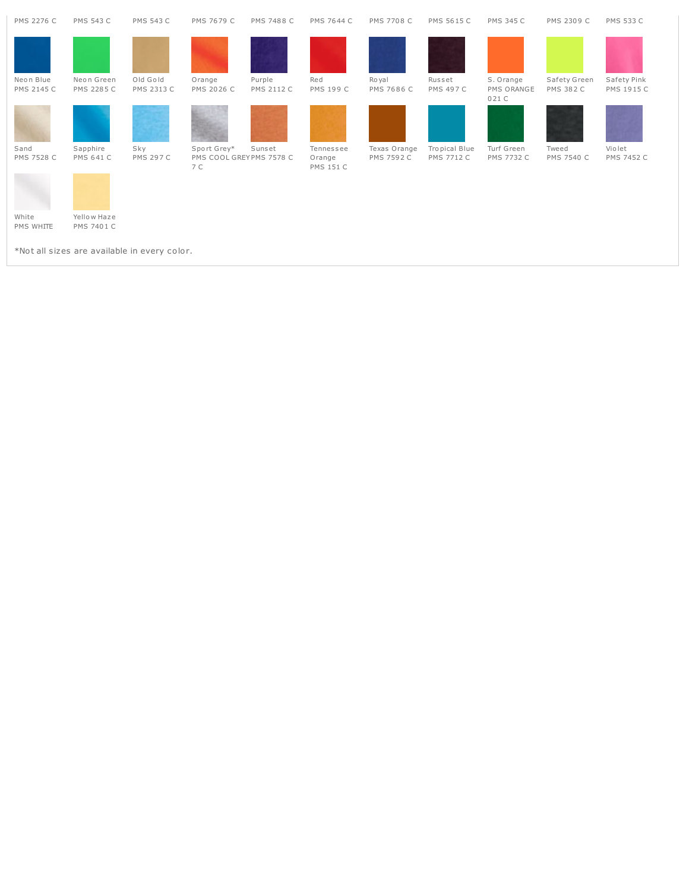| | | | | | | | | | | |
|---|---|---|---|---|---|---|---|---|---|---|
| PMS 2276 C | PMS 543 C | PMS 543 C | PMS 7679 C | PMS 7488 C | PMS 7644 C | PMS 7708 C | PMS 5615 C | PMS 345 C | PMS 2309 C | PMS 533 C |
| Neon Blue PMS 2145 C | Neon Green PMS 2285 C | Old Gold PMS 2313 C | Orange PMS 2026 C | Purple PMS 2112 C | Red PMS 199 C | Royal PMS 7686 C | Russet PMS 497 C | S. Orange PMS ORANGE 021 C | Safety Green PMS 382 C | Safety Pink PMS 1915 C |
| Sand PMS 7528 C | Sapphire PMS 641 C | Sky PMS 297 C | Sport Grey* PMS COOL GREY 7 C | Sunset PMS 7578 C | Tennessee Orange PMS 151 C | Texas Orange PMS 7592 C | Tropical Blue PMS 7712 C | Turf Green PMS 7732 C | Tweed PMS 7540 C | Violet PMS 7452 C |
| White PMS WHITE | Yellow Haze PMS 7401 C | | | | | | | | | |

*Not all sizes are available in every color.